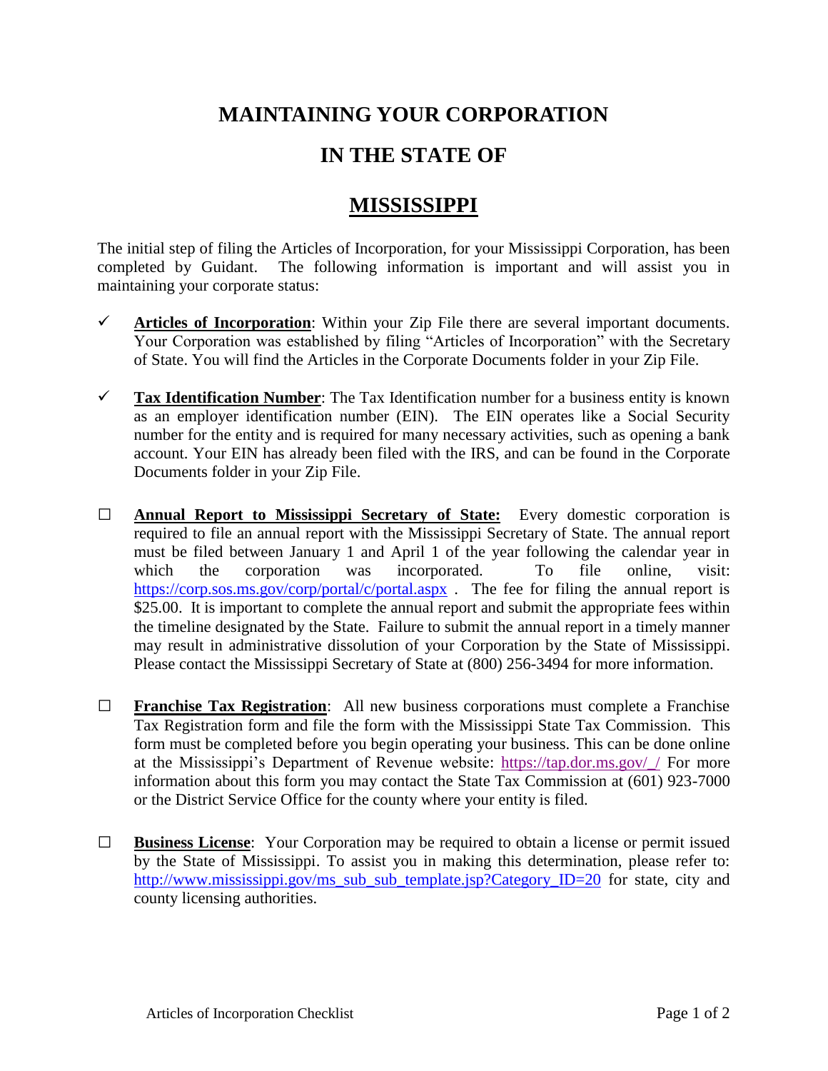# MAINTAINING YOUR CORPORATION

# IN THE STATE OF

# MISSISSIPPI

The initial step of filing the Articles of Incorporation, for your Mississippi Corporation, has been completed by Guidant. The following information is important and will assist you in maintaining your corporate status:

- ✓ **Articles of Incorporation**: Within your Zip File there are several important documents. Your Corporation was established by filing "Articles of Incorporation" with the Secretary of State. You will find the Articles in the Corporate Documents folder in your Zip File.

- ✓ **Tax Identification Number**: The Tax Identification number for a business entity is known as an employer identification number (EIN). The EIN operates like a Social Security number for the entity and is required for many necessary activities, such as opening a bank account. Your EIN has already been filed with the IRS, and can be found in the Corporate Documents folder in your Zip File.

- ☐ **Annual Report to Mississippi Secretary of State:** Every domestic corporation is required to file an annual report with the Mississippi Secretary of State. The annual report must be filed between January 1 and April 1 of the year following the calendar year in which the corporation was incorporated. To file online, visit: https://corp.sos.ms.gov/corp/portal/c/portal.aspx . The fee for filing the annual report is $25.00. It is important to complete the annual report and submit the appropriate fees within the timeline designated by the State. Failure to submit the annual report in a timely manner may result in administrative dissolution of your Corporation by the State of Mississippi. Please contact the Mississippi Secretary of State at (800) 256-3494 for more information.

- ☐ **Franchise Tax Registration**: All new business corporations must complete a Franchise Tax Registration form and file the form with the Mississippi State Tax Commission. This form must be completed before you begin operating your business. This can be done online at the Mississippi's Department of Revenue website: https://tap.dor.ms.gov/_/ For more information about this form you may contact the State Tax Commission at (601) 923-7000 or the District Service Office for the county where your entity is filed.

- ☐ **Business License**: Your Corporation may be required to obtain a license or permit issued by the State of Mississippi. To assist you in making this determination, please refer to: http://www.mississippi.gov/ms_sub_sub_template.jsp?Category_ID=20 for state, city and county licensing authorities.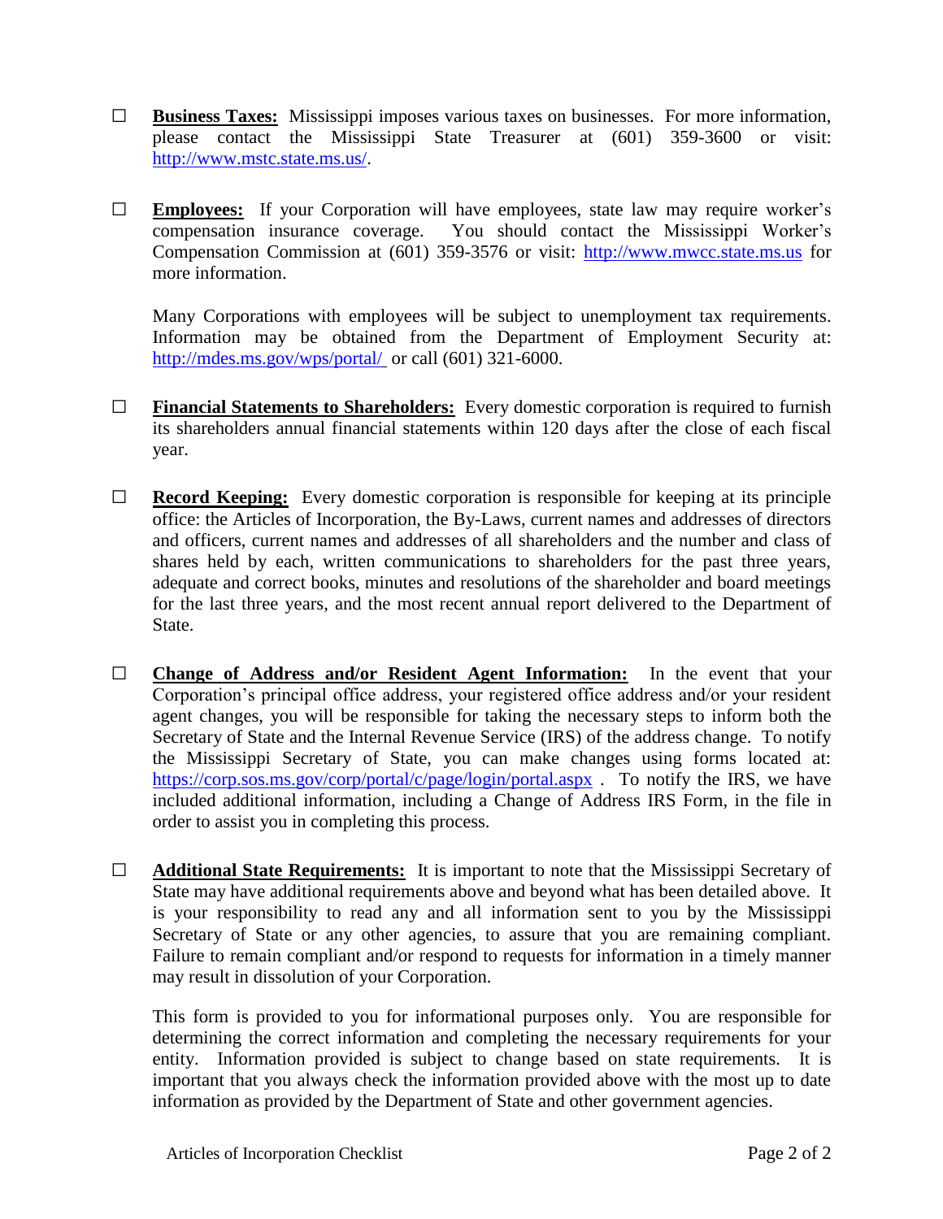☐ **Business Taxes:** Mississippi imposes various taxes on businesses. For more information, please contact the Mississippi State Treasurer at (601) 359-3600 or visit: http://www.mstc.state.ms.us/.

☐ **Employees:** If your Corporation will have employees, state law may require worker's compensation insurance coverage. You should contact the Mississippi Worker's Compensation Commission at (601) 359-3576 or visit: http://www.mwcc.state.ms.us for more information.

Many Corporations with employees will be subject to unemployment tax requirements. Information may be obtained from the Department of Employment Security at: http://mdes.ms.gov/wps/portal/ or call (601) 321-6000.

☐ **Financial Statements to Shareholders:** Every domestic corporation is required to furnish its shareholders annual financial statements within 120 days after the close of each fiscal year.

☐ **Record Keeping:** Every domestic corporation is responsible for keeping at its principle office: the Articles of Incorporation, the By-Laws, current names and addresses of directors and officers, current names and addresses of all shareholders and the number and class of shares held by each, written communications to shareholders for the past three years, adequate and correct books, minutes and resolutions of the shareholder and board meetings for the last three years, and the most recent annual report delivered to the Department of State.

☐ **Change of Address and/or Resident Agent Information:** In the event that your Corporation's principal office address, your registered office address and/or your resident agent changes, you will be responsible for taking the necessary steps to inform both the Secretary of State and the Internal Revenue Service (IRS) of the address change. To notify the Mississippi Secretary of State, you can make changes using forms located at: https://corp.sos.ms.gov/corp/portal/c/page/login/portal.aspx . To notify the IRS, we have included additional information, including a Change of Address IRS Form, in the file in order to assist you in completing this process.

☐ **Additional State Requirements:** It is important to note that the Mississippi Secretary of State may have additional requirements above and beyond what has been detailed above. It is your responsibility to read any and all information sent to you by the Mississippi Secretary of State or any other agencies, to assure that you are remaining compliant. Failure to remain compliant and/or respond to requests for information in a timely manner may result in dissolution of your Corporation.

This form is provided to you for informational purposes only. You are responsible for determining the correct information and completing the necessary requirements for your entity. Information provided is subject to change based on state requirements. It is important that you always check the information provided above with the most up to date information as provided by the Department of State and other government agencies.